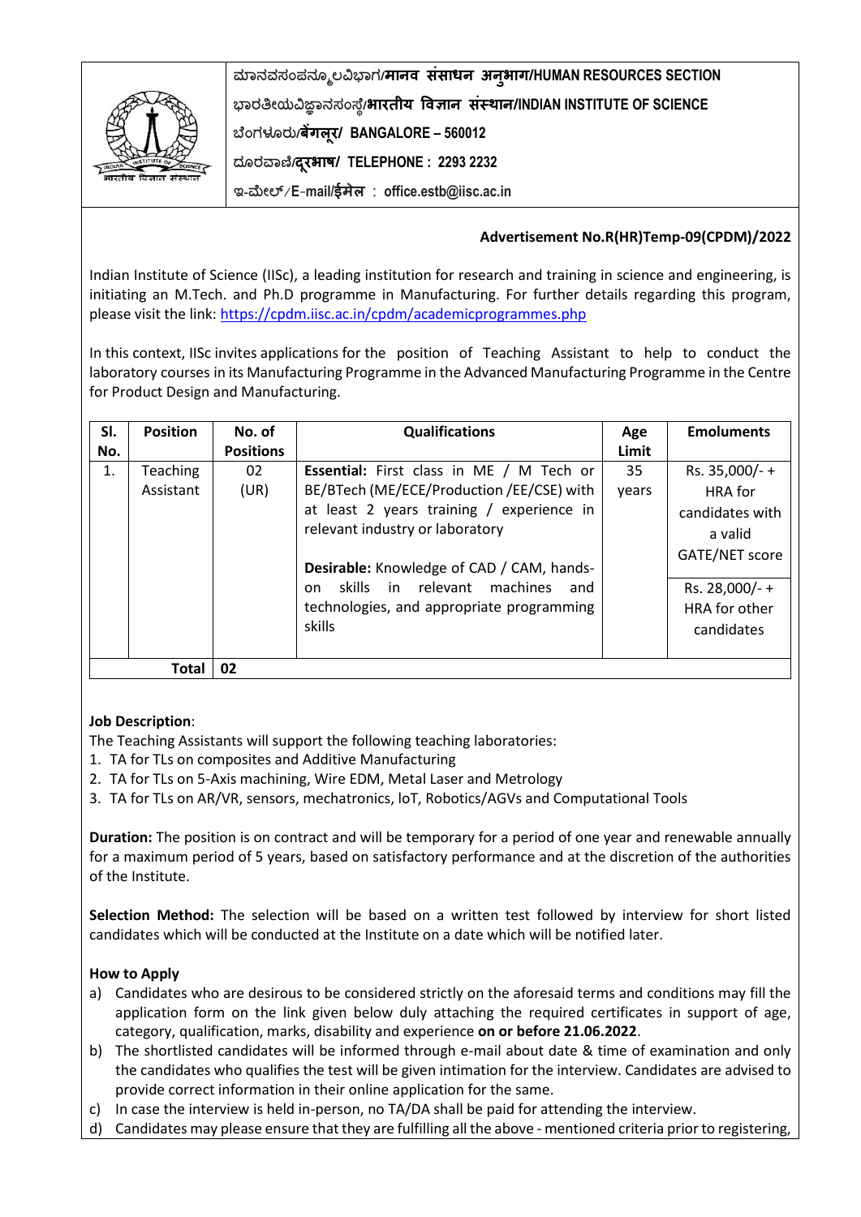ಮಾನವಸಂಪನ್ಮೂಲವಿಭಾಗ/**मानव संसाधन अनुभाग/HUMAN RESOURCES SECTION**

ಭಾರತೀಯವಿಜ್ಞಾನಸಂಸ್ಥೆ/**भारतीय विज्ञान संस्थान/INDIAN INSTITUTE OF SCIENCE**

ಬೆಂಗಳೂರು/**बेंगलूर/ BANGALORE – 560012**

ದೂರವಾಣಿ/**दूरभाष/ TELEPHONE : 2293 2232**

ಇ-ಮೇಲ್/E-mail/**ईमेल : office.estb@iisc.ac.in**

**Advertisement No.R(HR)Temp-09(CPDM)/2022**

Indian Institute of Science (IISc), a leading institution for research and training in science and engineering, is initiating an M.Tech. and Ph.D programme in Manufacturing. For further details regarding this program, please visit the link: https://cpdm.iisc.ac.in/cpdm/academicprogrammes.php

In this context, IISc invites applications for the position of Teaching Assistant to help to conduct the laboratory courses in its Manufacturing Programme in the Advanced Manufacturing Programme in the Centre for Product Design and Manufacturing.

| Sl. No. | Position | No. of Positions | Qualifications | Age Limit | Emoluments |
|---|---|---|---|---|---|
| 1. | Teaching Assistant | 02 (UR) | **Essential:** First class in ME / M Tech or BE/BTech (ME/ECE/Production /EE/CSE) with at least 2 years training / experience in relevant industry or laboratory<br><br>**Desirable:** Knowledge of CAD / CAM, hands-on skills in relevant machines and technologies, and appropriate programming skills | 35 years | Rs. 35,000/- + HRA for candidates with a valid GATE/NET score<br><br>Rs. 28,000/- + HRA for other candidates |
| **Total** | | **02** | | | |

**Job Description**:

The Teaching Assistants will support the following teaching laboratories:

1. TA for TLs on composites and Additive Manufacturing
2. TA for TLs on 5-Axis machining, Wire EDM, Metal Laser and Metrology
3. TA for TLs on AR/VR, sensors, mechatronics, IoT, Robotics/AGVs and Computational Tools

**Duration:** The position is on contract and will be temporary for a period of one year and renewable annually for a maximum period of 5 years, based on satisfactory performance and at the discretion of the authorities of the Institute.

**Selection Method:** The selection will be based on a written test followed by interview for short listed candidates which will be conducted at the Institute on a date which will be notified later.

**How to Apply**

a) Candidates who are desirous to be considered strictly on the aforesaid terms and conditions may fill the application form on the link given below duly attaching the required certificates in support of age, category, qualification, marks, disability and experience **on or before 21.06.2022**.

b) The shortlisted candidates will be informed through e-mail about date & time of examination and only the candidates who qualifies the test will be given intimation for the interview. Candidates are advised to provide correct information in their online application for the same.

c) In case the interview is held in-person, no TA/DA shall be paid for attending the interview.

d) Candidates may please ensure that they are fulfilling all the above - mentioned criteria prior to registering,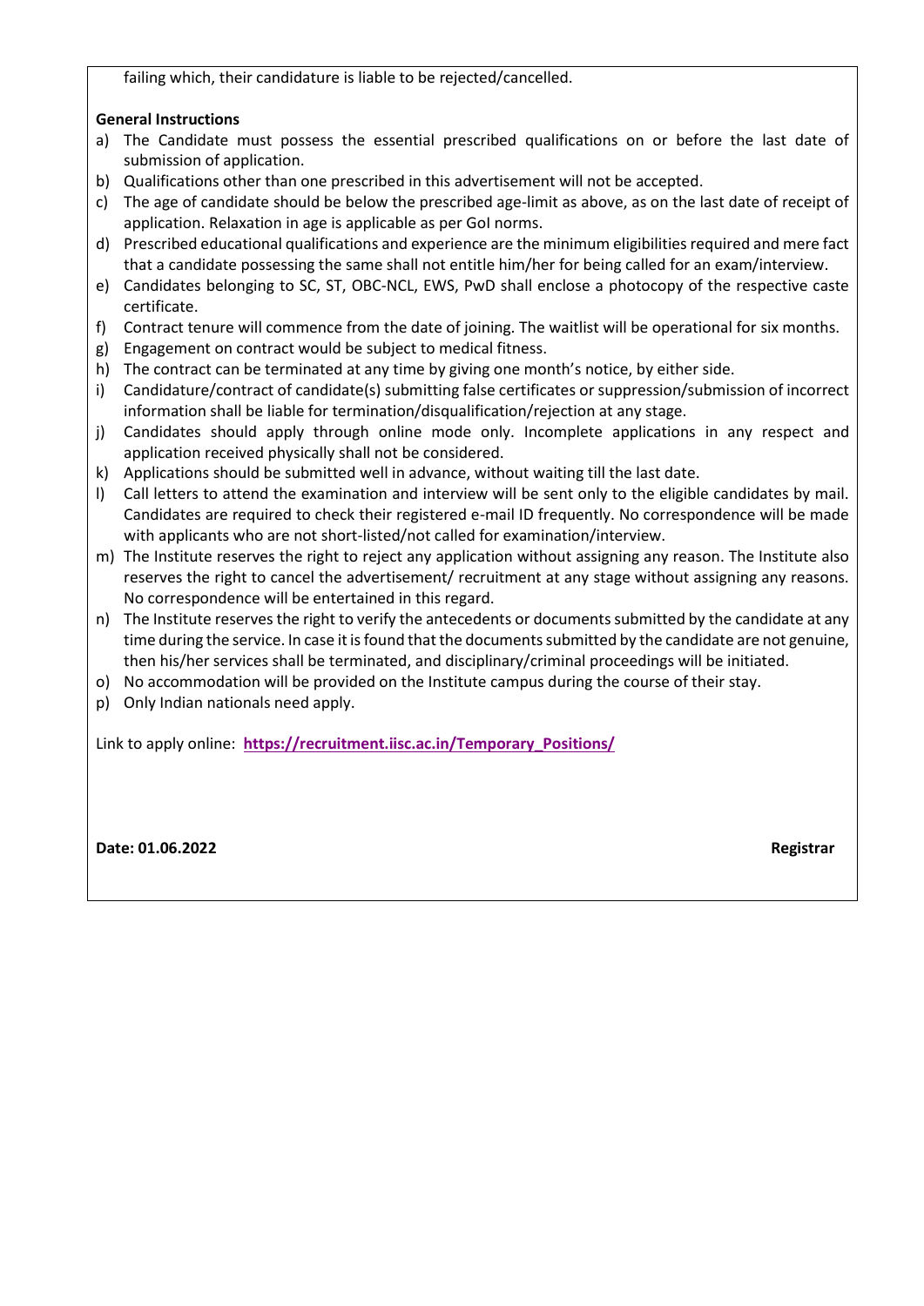failing which, their candidature is liable to be rejected/cancelled.

**General Instructions**

a) The Candidate must possess the essential prescribed qualifications on or before the last date of submission of application.
b) Qualifications other than one prescribed in this advertisement will not be accepted.
c) The age of candidate should be below the prescribed age-limit as above, as on the last date of receipt of application. Relaxation in age is applicable as per GoI norms.
d) Prescribed educational qualifications and experience are the minimum eligibilities required and mere fact that a candidate possessing the same shall not entitle him/her for being called for an exam/interview.
e) Candidates belonging to SC, ST, OBC-NCL, EWS, PwD shall enclose a photocopy of the respective caste certificate.
f) Contract tenure will commence from the date of joining. The waitlist will be operational for six months.
g) Engagement on contract would be subject to medical fitness.
h) The contract can be terminated at any time by giving one month's notice, by either side.
i) Candidature/contract of candidate(s) submitting false certificates or suppression/submission of incorrect information shall be liable for termination/disqualification/rejection at any stage.
j) Candidates should apply through online mode only. Incomplete applications in any respect and application received physically shall not be considered.
k) Applications should be submitted well in advance, without waiting till the last date.
l) Call letters to attend the examination and interview will be sent only to the eligible candidates by mail. Candidates are required to check their registered e-mail ID frequently. No correspondence will be made with applicants who are not short-listed/not called for examination/interview.
m) The Institute reserves the right to reject any application without assigning any reason. The Institute also reserves the right to cancel the advertisement/ recruitment at any stage without assigning any reasons. No correspondence will be entertained in this regard.
n) The Institute reserves the right to verify the antecedents or documents submitted by the candidate at any time during the service. In case it is found that the documents submitted by the candidate are not genuine, then his/her services shall be terminated, and disciplinary/criminal proceedings will be initiated.
o) No accommodation will be provided on the Institute campus during the course of their stay.
p) Only Indian nationals need apply.

Link to apply online: **https://recruitment.iisc.ac.in/Temporary_Positions/**

**Date: 01.06.2022** **Registrar**